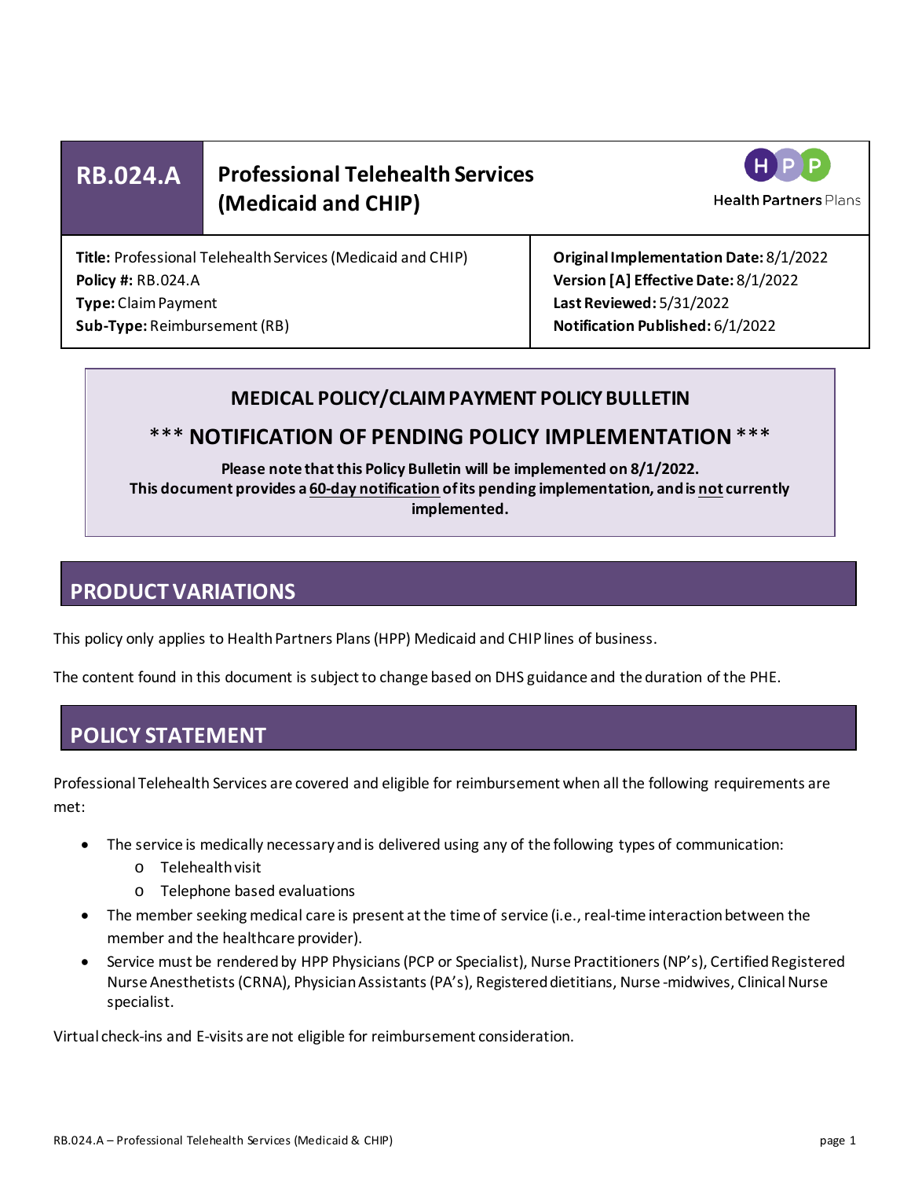# RB.024.A Professional Telehealth Services (Medicaid and CHIP)

Health Partners Plans

| | |
|---|---|
| **Title:** Professional Telehealth Services (Medicaid and CHIP)<br>**Policy #:** RB.024.A<br>**Type:** Claim Payment<br>**Sub-Type:** Reimbursement (RB) | **Original Implementation Date:** 8/1/2022<br>**Version [A] Effective Date:** 8/1/2022<br>**Last Reviewed:** 5/31/2022<br>**Notification Published:** 6/1/2022 |

**MEDICAL POLICY/CLAIM PAYMENT POLICY BULLETIN**

**\*\*\* NOTIFICATION OF PENDING POLICY IMPLEMENTATION \*\*\***

**Please note that this Policy Bulletin will be implemented on 8/1/2022.**
**This document provides a <u>60-day notification</u> of its pending implementation, and is <u>not</u> currently implemented.**

## PRODUCT VARIATIONS

This policy only applies to Health Partners Plans (HPP) Medicaid and CHIP lines of business.

The content found in this document is subject to change based on DHS guidance and the duration of the PHE.

## POLICY STATEMENT

Professional Telehealth Services are covered and eligible for reimbursement when all the following requirements are met:

- The service is medically necessary and is delivered using any of the following types of communication:
  - Telehealth visit
  - Telephone based evaluations
- The member seeking medical care is present at the time of service (i.e., real-time interaction between the member and the healthcare provider).
- Service must be rendered by HPP Physicians (PCP or Specialist), Nurse Practitioners (NP's), Certified Registered Nurse Anesthetists (CRNA), Physician Assistants (PA's), Registered dietitians, Nurse -midwives, Clinical Nurse specialist.

Virtual check-ins and E-visits are not eligible for reimbursement consideration.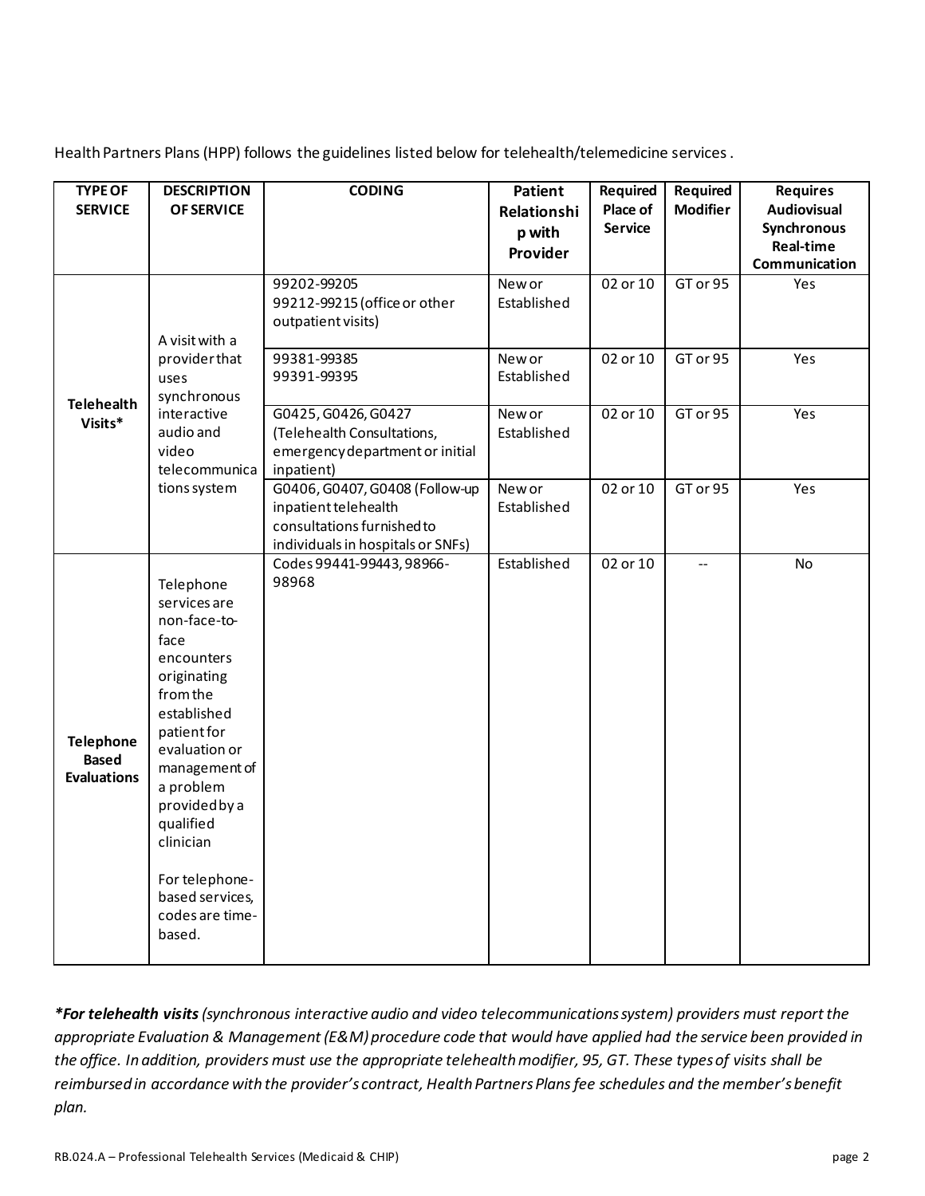Health Partners Plans (HPP) follows the guidelines listed below for telehealth/telemedicine services .

| TYPE OF SERVICE | DESCRIPTION OF SERVICE | CODING | Patient Relationship with Provider | Required Place of Service | Required Modifier | Requires Audiovisual Synchronous Real-time Communication |
|---|---|---|---|---|---|---|
| Telehealth Visits* | A visit with a provider that uses synchronous interactive audio and video telecommunications system | 99202-99205<br>99212-99215 (office or other outpatient visits) | New or Established | 02 or 10 | GT or 95 | Yes |
| | | 99381-99385<br>99391-99395 | New or Established | 02 or 10 | GT or 95 | Yes |
| | | G0425, G0426, G0427 (Telehealth Consultations, emergency department or initial inpatient) | New or Established | 02 or 10 | GT or 95 | Yes |
| | | G0406, G0407, G0408 (Follow-up inpatient telehealth consultations furnished to individuals in hospitals or SNFs) | New or Established | 02 or 10 | GT or 95 | Yes |
| Telephone Based Evaluations | Telephone services are non-face-to-face encounters originating from the established patient for evaluation or management of a problem provided by a qualified clinician<br><br>For telephone-based services, codes are time-based. | Codes 99441-99443, 98966-98968 | Established | 02 or 10 | -- | No |

***For telehealth visits** (synchronous interactive audio and video telecommunications system) providers must report the appropriate Evaluation & Management (E&M) procedure code that would have applied had the service been provided in the office. In addition, providers must use the appropriate telehealth modifier, 95, GT. These types of visits shall be reimbursed in accordance with the provider's contract, Health Partners Plans fee schedules and the member's benefit plan.*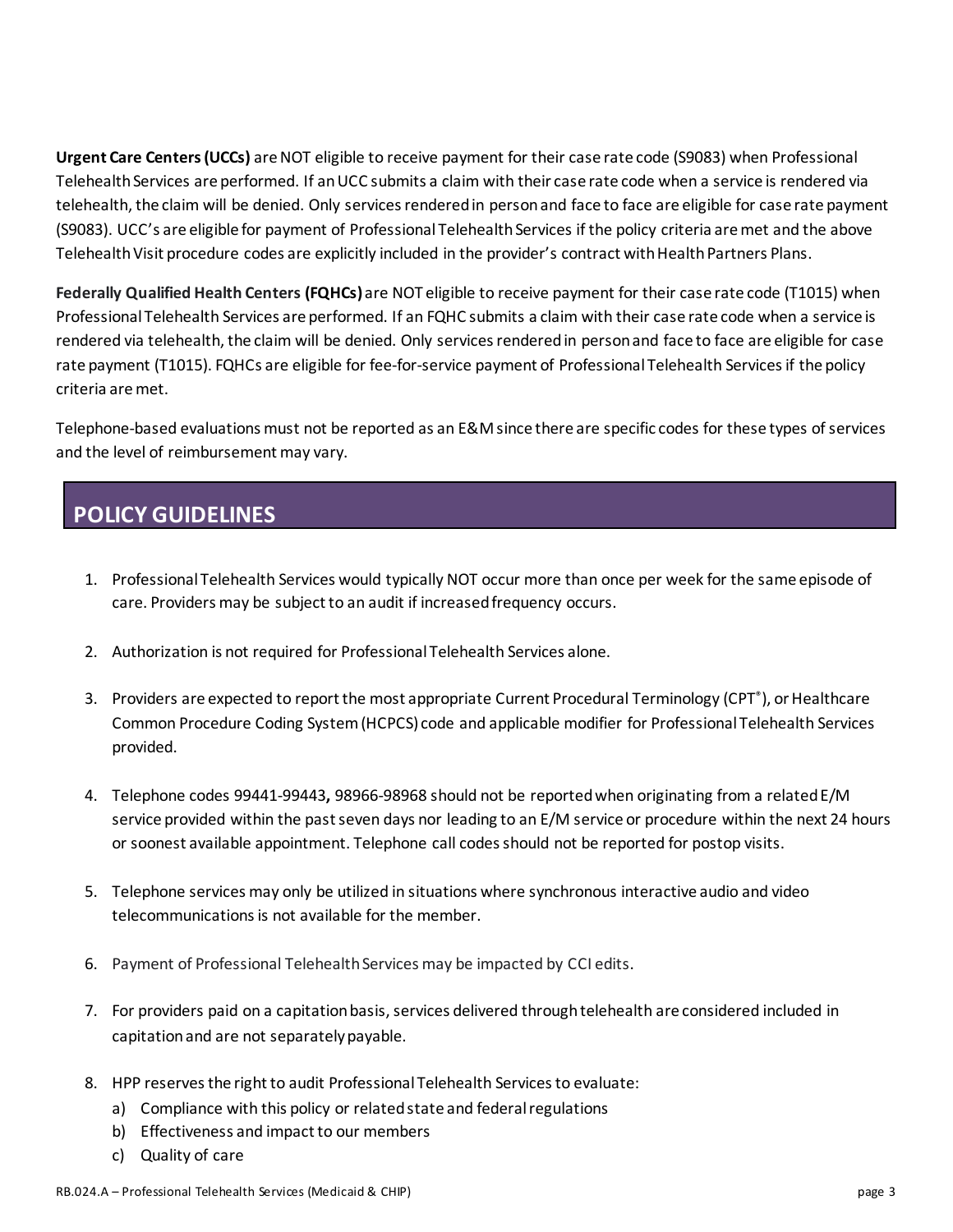**Urgent Care Centers (UCCs)** are NOT eligible to receive payment for their case rate code (S9083) when Professional Telehealth Services are performed. If an UCC submits a claim with their case rate code when a service is rendered via telehealth, the claim will be denied. Only services rendered in person and face to face are eligible for case rate payment (S9083). UCC's are eligible for payment of Professional Telehealth Services if the policy criteria are met and the above Telehealth Visit procedure codes are explicitly included in the provider's contract with Health Partners Plans.

**Federally Qualified Health Centers (FQHCs)** are NOT eligible to receive payment for their case rate code (T1015) when Professional Telehealth Services are performed. If an FQHC submits a claim with their case rate code when a service is rendered via telehealth, the claim will be denied. Only services rendered in person and face to face are eligible for case rate payment (T1015). FQHCs are eligible for fee-for-service payment of Professional Telehealth Services if the policy criteria are met.

Telephone-based evaluations must not be reported as an E&M since there are specific codes for these types of services and the level of reimbursement may vary.

## POLICY GUIDELINES

1. Professional Telehealth Services would typically NOT occur more than once per week for the same episode of care. Providers may be subject to an audit if increased frequency occurs.
2. Authorization is not required for Professional Telehealth Services alone.
3. Providers are expected to report the most appropriate Current Procedural Terminology (CPT®), or Healthcare Common Procedure Coding System (HCPCS) code and applicable modifier for Professional Telehealth Services provided.
4. Telephone codes 99441-99443**,** 98966-98968 should not be reported when originating from a related E/M service provided within the past seven days nor leading to an E/M service or procedure within the next 24 hours or soonest available appointment. Telephone call codes should not be reported for postop visits.
5. Telephone services may only be utilized in situations where synchronous interactive audio and video telecommunications is not available for the member.
6. Payment of Professional Telehealth Services may be impacted by CCI edits.
7. For providers paid on a capitation basis, services delivered through telehealth are considered included in capitation and are not separately payable.
8. HPP reserves the right to audit Professional Telehealth Services to evaluate:
   a) Compliance with this policy or related state and federal regulations
   b) Effectiveness and impact to our members
   c) Quality of care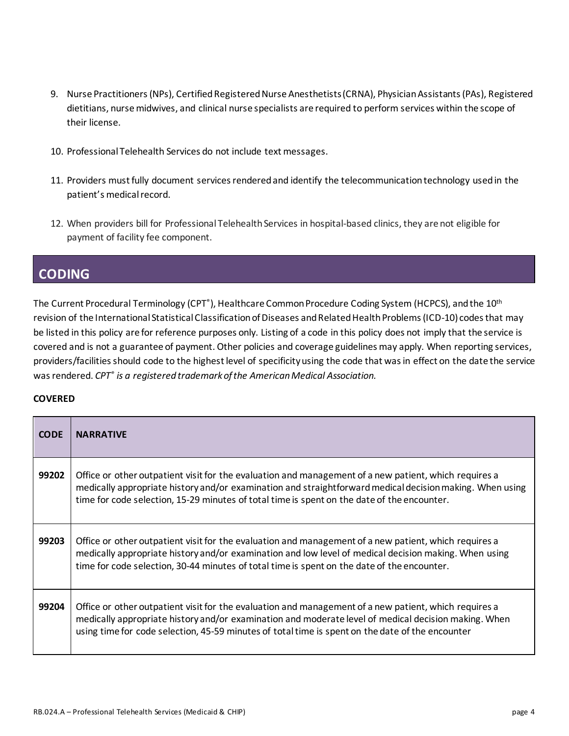9. Nurse Practitioners (NPs), Certified Registered Nurse Anesthetists (CRNA), Physician Assistants (PAs), Registered dietitians, nurse midwives, and clinical nurse specialists are required to perform services within the scope of their license.

10. Professional Telehealth Services do not include text messages.

11. Providers must fully document services rendered and identify the telecommunication technology used in the patient's medical record.

12. When providers bill for Professional Telehealth Services in hospital-based clinics, they are not eligible for payment of facility fee component.

## CODING

The Current Procedural Terminology (CPT®), Healthcare Common Procedure Coding System (HCPCS), and the 10th revision of the International Statistical Classification of Diseases and Related Health Problems (ICD-10) codes that may be listed in this policy are for reference purposes only. Listing of a code in this policy does not imply that the service is covered and is not a guarantee of payment. Other policies and coverage guidelines may apply. When reporting services, providers/facilities should code to the highest level of specificity using the code that was in effect on the date the service was rendered. *CPT® is a registered trademark of the American Medical Association.*

**COVERED**

| CODE | NARRATIVE |
|---|---|
| **99202** | Office or other outpatient visit for the evaluation and management of a new patient, which requires a medically appropriate history and/or examination and straightforward medical decision making. When using time for code selection, 15-29 minutes of total time is spent on the date of the encounter. |
| **99203** | Office or other outpatient visit for the evaluation and management of a new patient, which requires a medically appropriate history and/or examination and low level of medical decision making. When using time for code selection, 30-44 minutes of total time is spent on the date of the encounter. |
| **99204** | Office or other outpatient visit for the evaluation and management of a new patient, which requires a medically appropriate history and/or examination and moderate level of medical decision making. When using time for code selection, 45-59 minutes of total time is spent on the date of the encounter |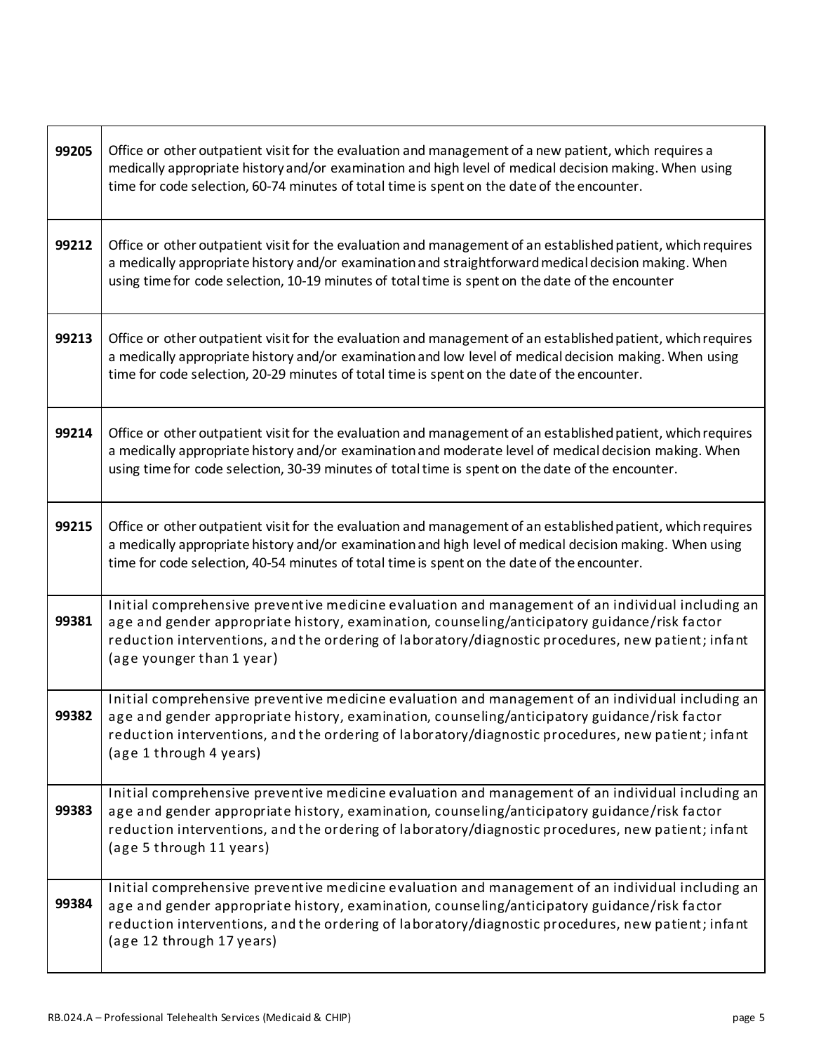| | |
|---|---|
| 99205 | Office or other outpatient visit for the evaluation and management of a new patient, which requires a medically appropriate history and/or examination and high level of medical decision making. When using time for code selection, 60-74 minutes of total time is spent on the date of the encounter. |
| 99212 | Office or other outpatient visit for the evaluation and management of an established patient, which requires a medically appropriate history and/or examination and straightforward medical decision making. When using time for code selection, 10-19 minutes of total time is spent on the date of the encounter |
| 99213 | Office or other outpatient visit for the evaluation and management of an established patient, which requires a medically appropriate history and/or examination and low level of medical decision making. When using time for code selection, 20-29 minutes of total time is spent on the date of the encounter. |
| 99214 | Office or other outpatient visit for the evaluation and management of an established patient, which requires a medically appropriate history and/or examination and moderate level of medical decision making. When using time for code selection, 30-39 minutes of total time is spent on the date of the encounter. |
| 99215 | Office or other outpatient visit for the evaluation and management of an established patient, which requires a medically appropriate history and/or examination and high level of medical decision making. When using time for code selection, 40-54 minutes of total time is spent on the date of the encounter. |
| 99381 | Initial comprehensive preventive medicine evaluation and management of an individual including an age and gender appropriate history, examination, counseling/anticipatory guidance/risk factor reduction interventions, and the ordering of laboratory/diagnostic procedures, new patient; infant (age younger than 1 year) |
| 99382 | Initial comprehensive preventive medicine evaluation and management of an individual including an age and gender appropriate history, examination, counseling/anticipatory guidance/risk factor reduction interventions, and the ordering of laboratory/diagnostic procedures, new patient; infant (age 1 through 4 years) |
| 99383 | Initial comprehensive preventive medicine evaluation and management of an individual including an age and gender appropriate history, examination, counseling/anticipatory guidance/risk factor reduction interventions, and the ordering of laboratory/diagnostic procedures, new patient; infant (age 5 through 11 years) |
| 99384 | Initial comprehensive preventive medicine evaluation and management of an individual including an age and gender appropriate history, examination, counseling/anticipatory guidance/risk factor reduction interventions, and the ordering of laboratory/diagnostic procedures, new patient; infant (age 12 through 17 years) |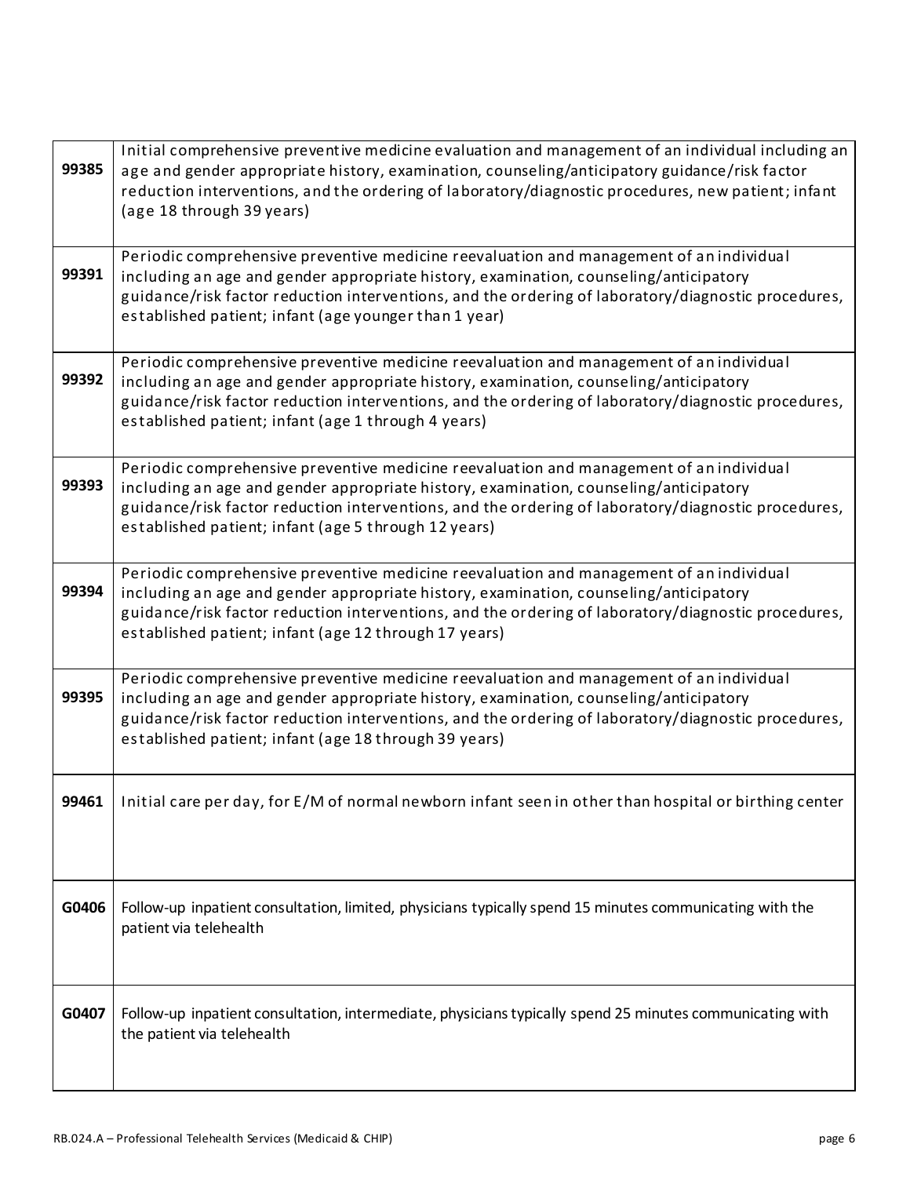| | |
|---|---|
| **99385** | Initial comprehensive preventive medicine evaluation and management of an individual including an age and gender appropriate history, examination, counseling/anticipatory guidance/risk factor reduction interventions, and the ordering of laboratory/diagnostic procedures, new patient; infant (age 18 through 39 years) |
| **99391** | Periodic comprehensive preventive medicine reevaluation and management of an individual including an age and gender appropriate history, examination, counseling/anticipatory guidance/risk factor reduction interventions, and the ordering of laboratory/diagnostic procedures, established patient; infant (age younger than 1 year) |
| **99392** | Periodic comprehensive preventive medicine reevaluation and management of an individual including an age and gender appropriate history, examination, counseling/anticipatory guidance/risk factor reduction interventions, and the ordering of laboratory/diagnostic procedures, established patient; infant (age 1 through 4 years) |
| **99393** | Periodic comprehensive preventive medicine reevaluation and management of an individual including an age and gender appropriate history, examination, counseling/anticipatory guidance/risk factor reduction interventions, and the ordering of laboratory/diagnostic procedures, established patient; infant (age 5 through 12 years) |
| **99394** | Periodic comprehensive preventive medicine reevaluation and management of an individual including an age and gender appropriate history, examination, counseling/anticipatory guidance/risk factor reduction interventions, and the ordering of laboratory/diagnostic procedures, established patient; infant (age 12 through 17 years) |
| **99395** | Periodic comprehensive preventive medicine reevaluation and management of an individual including an age and gender appropriate history, examination, counseling/anticipatory guidance/risk factor reduction interventions, and the ordering of laboratory/diagnostic procedures, established patient; infant (age 18 through 39 years) |
| **99461** | Initial care per day, for E/M of normal newborn infant seen in other than hospital or birthing center |
| **G0406** | Follow-up inpatient consultation, limited, physicians typically spend 15 minutes communicating with the patient via telehealth |
| **G0407** | Follow-up inpatient consultation, intermediate, physicians typically spend 25 minutes communicating with the patient via telehealth |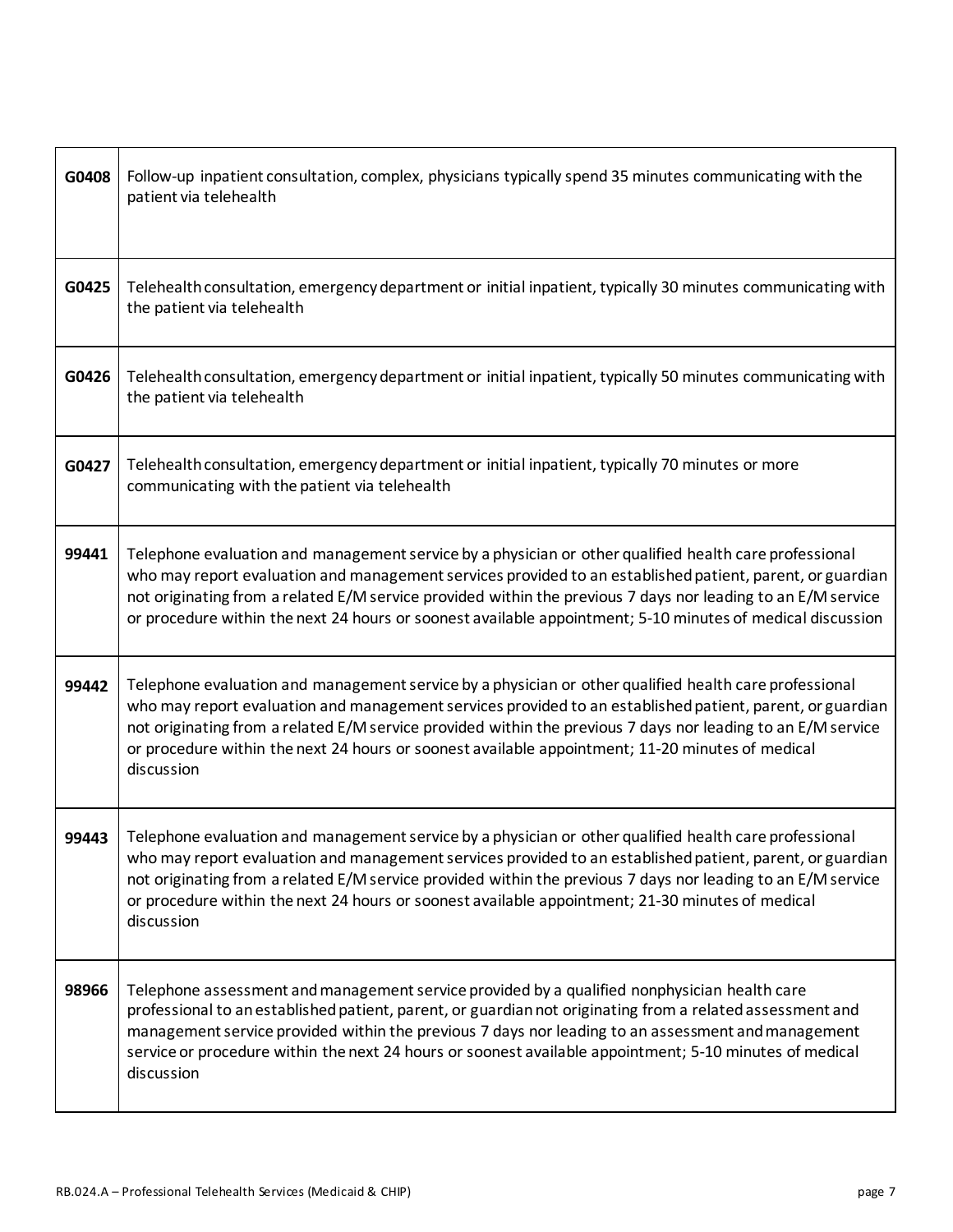| | |
|---|---|
| **G0408** | Follow-up inpatient consultation, complex, physicians typically spend 35 minutes communicating with the patient via telehealth |
| **G0425** | Telehealth consultation, emergency department or initial inpatient, typically 30 minutes communicating with the patient via telehealth |
| **G0426** | Telehealth consultation, emergency department or initial inpatient, typically 50 minutes communicating with the patient via telehealth |
| **G0427** | Telehealth consultation, emergency department or initial inpatient, typically 70 minutes or more communicating with the patient via telehealth |
| **99441** | Telephone evaluation and management service by a physician or other qualified health care professional who may report evaluation and management services provided to an established patient, parent, or guardian not originating from a related E/M service provided within the previous 7 days nor leading to an E/M service or procedure within the next 24 hours or soonest available appointment; 5-10 minutes of medical discussion |
| **99442** | Telephone evaluation and management service by a physician or other qualified health care professional who may report evaluation and management services provided to an established patient, parent, or guardian not originating from a related E/M service provided within the previous 7 days nor leading to an E/M service or procedure within the next 24 hours or soonest available appointment; 11-20 minutes of medical discussion |
| **99443** | Telephone evaluation and management service by a physician or other qualified health care professional who may report evaluation and management services provided to an established patient, parent, or guardian not originating from a related E/M service provided within the previous 7 days nor leading to an E/M service or procedure within the next 24 hours or soonest available appointment; 21-30 minutes of medical discussion |
| **98966** | Telephone assessment and management service provided by a qualified nonphysician health care professional to an established patient, parent, or guardian not originating from a related assessment and management service provided within the previous 7 days nor leading to an assessment and management service or procedure within the next 24 hours or soonest available appointment; 5-10 minutes of medical discussion |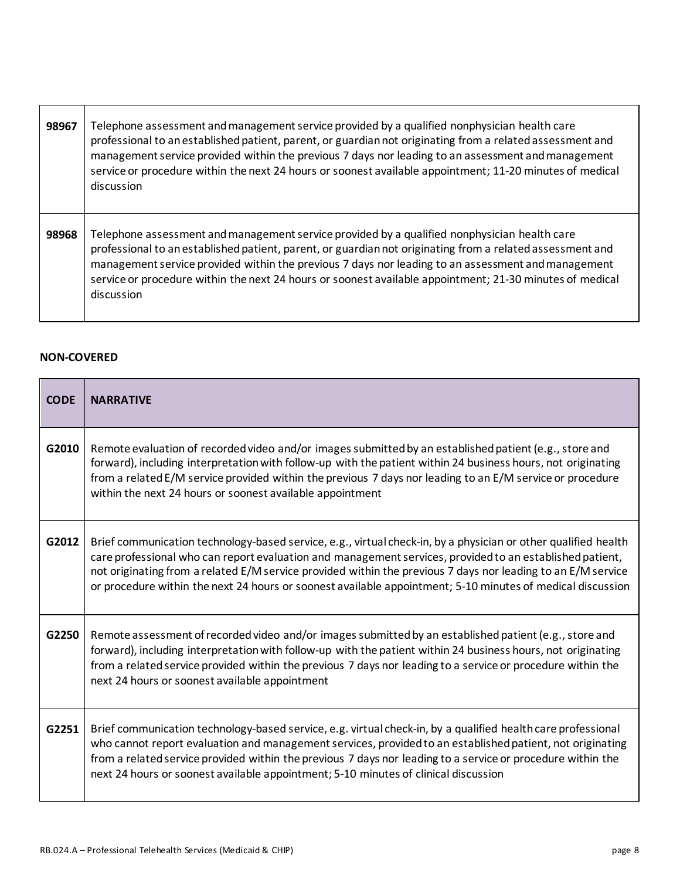| | |
|---|---|
| **98967** | Telephone assessment and management service provided by a qualified nonphysician health care professional to an established patient, parent, or guardian not originating from a related assessment and management service provided within the previous 7 days nor leading to an assessment and management service or procedure within the next 24 hours or soonest available appointment; 11-20 minutes of medical discussion |
| **98968** | Telephone assessment and management service provided by a qualified nonphysician health care professional to an established patient, parent, or guardian not originating from a related assessment and management service provided within the previous 7 days nor leading to an assessment and management service or procedure within the next 24 hours or soonest available appointment; 21-30 minutes of medical discussion |

**NON-COVERED**

| **CODE** | **NARRATIVE** |
|---|---|
| **G2010** | Remote evaluation of recorded video and/or images submitted by an established patient (e.g., store and forward), including interpretation with follow-up with the patient within 24 business hours, not originating from a related E/M service provided within the previous 7 days nor leading to an E/M service or procedure within the next 24 hours or soonest available appointment |
| **G2012** | Brief communication technology-based service, e.g., virtual check-in, by a physician or other qualified health care professional who can report evaluation and management services, provided to an established patient, not originating from a related E/M service provided within the previous 7 days nor leading to an E/M service or procedure within the next 24 hours or soonest available appointment; 5-10 minutes of medical discussion |
| **G2250** | Remote assessment of recorded video and/or images submitted by an established patient (e.g., store and forward), including interpretation with follow-up with the patient within 24 business hours, not originating from a related service provided within the previous 7 days nor leading to a service or procedure within the next 24 hours or soonest available appointment |
| **G2251** | Brief communication technology-based service, e.g. virtual check-in, by a qualified health care professional who cannot report evaluation and management services, provided to an established patient, not originating from a related service provided within the previous 7 days nor leading to a service or procedure within the next 24 hours or soonest available appointment; 5-10 minutes of clinical discussion |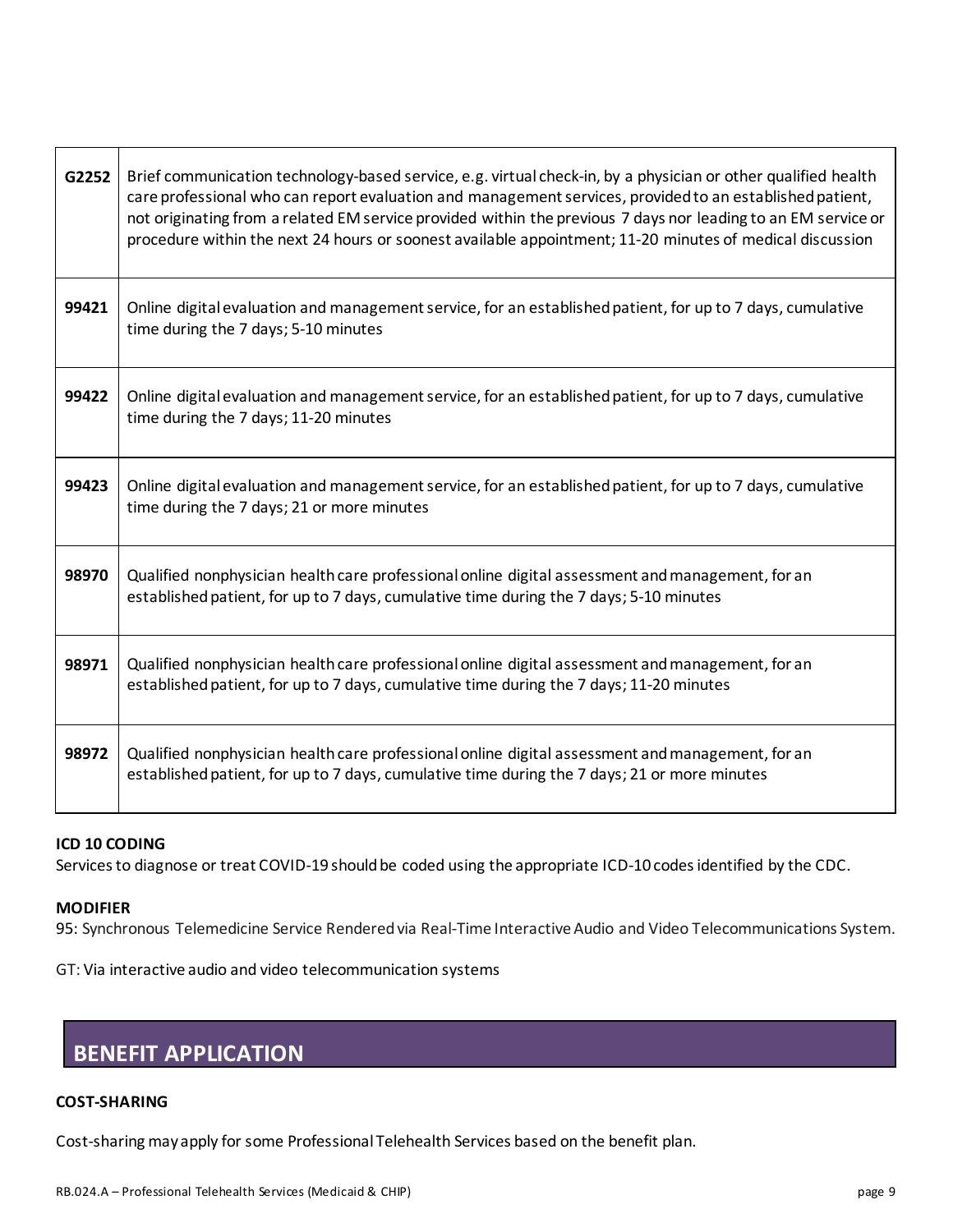| | |
|---|---|
| **G2252** | Brief communication technology-based service, e.g. virtual check-in, by a physician or other qualified health care professional who can report evaluation and management services, provided to an established patient, not originating from a related EM service provided within the previous 7 days nor leading to an EM service or procedure within the next 24 hours or soonest available appointment; 11-20 minutes of medical discussion |
| **99421** | Online digital evaluation and management service, for an established patient, for up to 7 days, cumulative time during the 7 days; 5-10 minutes |
| **99422** | Online digital evaluation and management service, for an established patient, for up to 7 days, cumulative time during the 7 days; 11-20 minutes |
| **99423** | Online digital evaluation and management service, for an established patient, for up to 7 days, cumulative time during the 7 days; 21 or more minutes |
| **98970** | Qualified nonphysician health care professional online digital assessment and management, for an established patient, for up to 7 days, cumulative time during the 7 days; 5-10 minutes |
| **98971** | Qualified nonphysician health care professional online digital assessment and management, for an established patient, for up to 7 days, cumulative time during the 7 days; 11-20 minutes |
| **98972** | Qualified nonphysician health care professional online digital assessment and management, for an established patient, for up to 7 days, cumulative time during the 7 days; 21 or more minutes |

**ICD 10 CODING**

Services to diagnose or treat COVID-19 should be coded using the appropriate ICD-10 codes identified by the CDC.

**MODIFIER**

95: Synchronous Telemedicine Service Rendered via Real-Time Interactive Audio and Video Telecommunications System.

GT: Via interactive audio and video telecommunication systems

## BENEFIT APPLICATION

**COST-SHARING**

Cost-sharing may apply for some Professional Telehealth Services based on the benefit plan.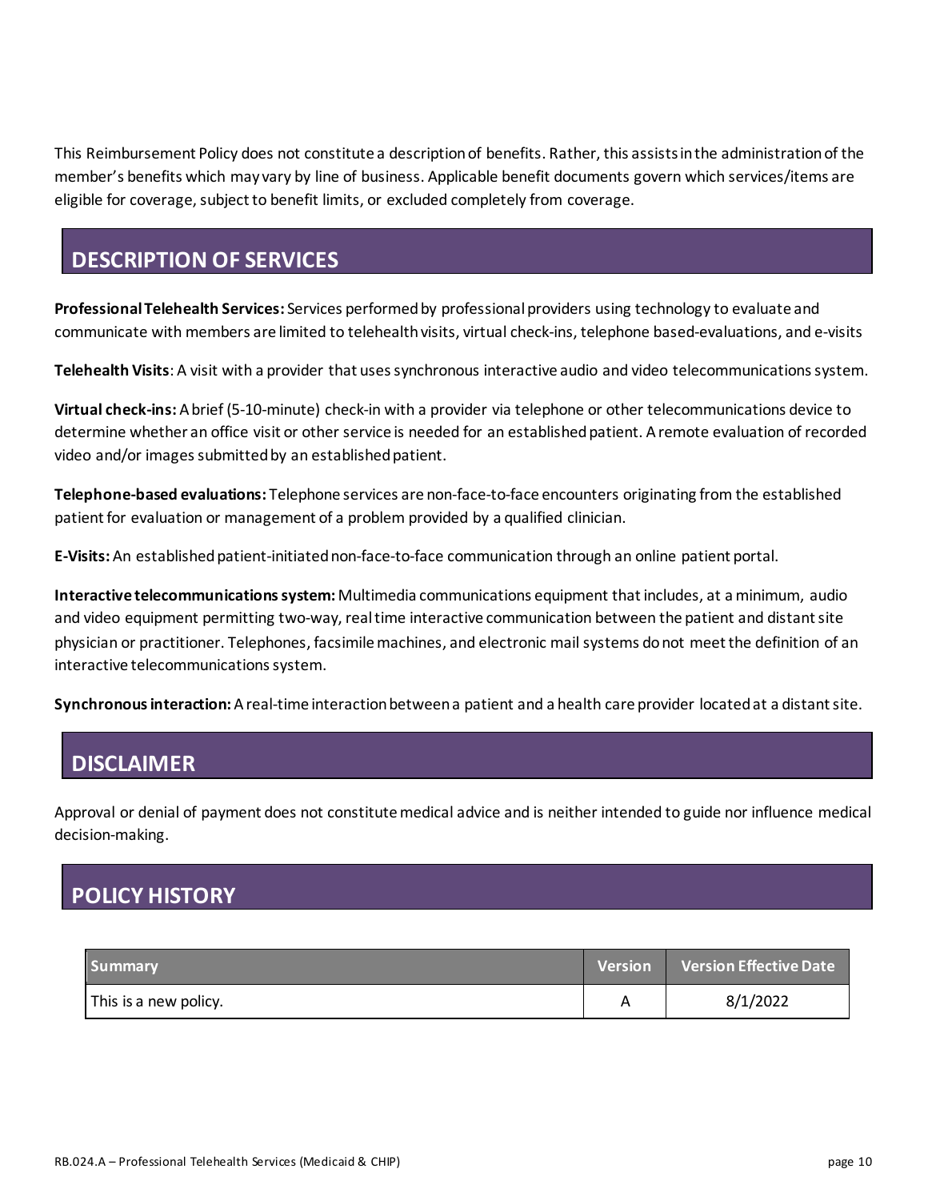This Reimbursement Policy does not constitute a description of benefits. Rather, this assists in the administration of the member's benefits which may vary by line of business. Applicable benefit documents govern which services/items are eligible for coverage, subject to benefit limits, or excluded completely from coverage.

## DESCRIPTION OF SERVICES

**Professional Telehealth Services:** Services performed by professional providers using technology to evaluate and communicate with members are limited to telehealth visits, virtual check-ins, telephone based-evaluations, and e-visits

**Telehealth Visits**: A visit with a provider that uses synchronous interactive audio and video telecommunications system.

**Virtual check-ins:** A brief (5-10-minute) check-in with a provider via telephone or other telecommunications device to determine whether an office visit or other service is needed for an established patient. A remote evaluation of recorded video and/or images submitted by an established patient.

**Telephone-based evaluations:** Telephone services are non-face-to-face encounters originating from the established patient for evaluation or management of a problem provided by a qualified clinician.

**E-Visits:** An established patient-initiated non-face-to-face communication through an online patient portal.

**Interactive telecommunications system:** Multimedia communications equipment that includes, at a minimum, audio and video equipment permitting two-way, real time interactive communication between the patient and distant site physician or practitioner. Telephones, facsimile machines, and electronic mail systems do not meet the definition of an interactive telecommunications system.

**Synchronous interaction:** A real-time interaction between a patient and a health care provider located at a distant site.

## DISCLAIMER

Approval or denial of payment does not constitute medical advice and is neither intended to guide nor influence medical decision-making.

## POLICY HISTORY

| Summary | Version | Version Effective Date |
|---|---|---|
| This is a new policy. | A | 8/1/2022 |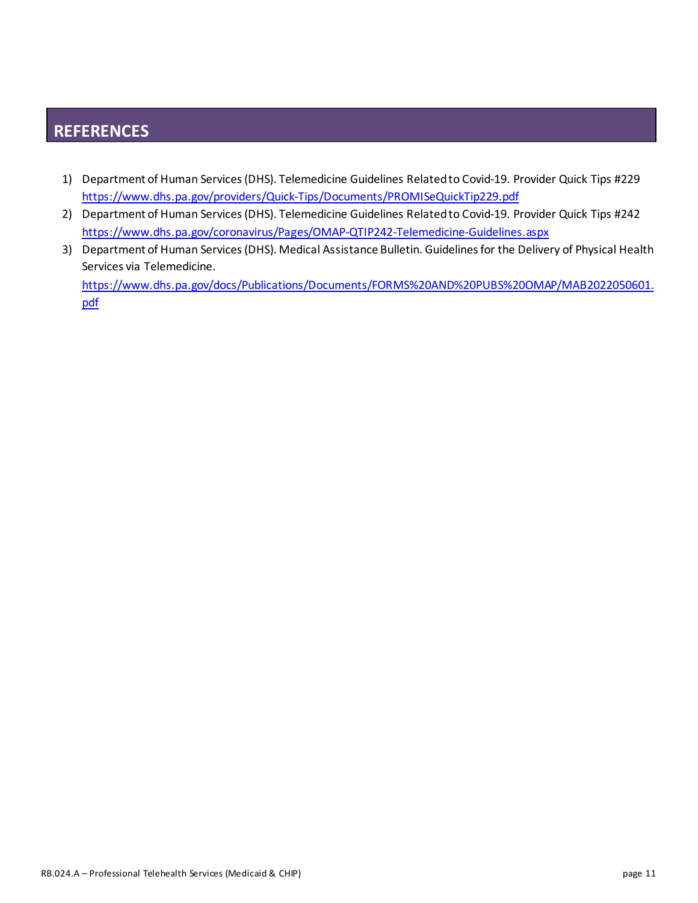## REFERENCES

1) Department of Human Services (DHS). Telemedicine Guidelines Related to Covid-19. Provider Quick Tips #229 https://www.dhs.pa.gov/providers/Quick-Tips/Documents/PROMISeQuickTip229.pdf
2) Department of Human Services (DHS). Telemedicine Guidelines Related to Covid-19. Provider Quick Tips #242 https://www.dhs.pa.gov/coronavirus/Pages/OMAP-QTIP242-Telemedicine-Guidelines.aspx
3) Department of Human Services (DHS). Medical Assistance Bulletin. Guidelines for the Delivery of Physical Health Services via Telemedicine. https://www.dhs.pa.gov/docs/Publications/Documents/FORMS%20AND%20PUBS%20OMAP/MAB2022050601.pdf